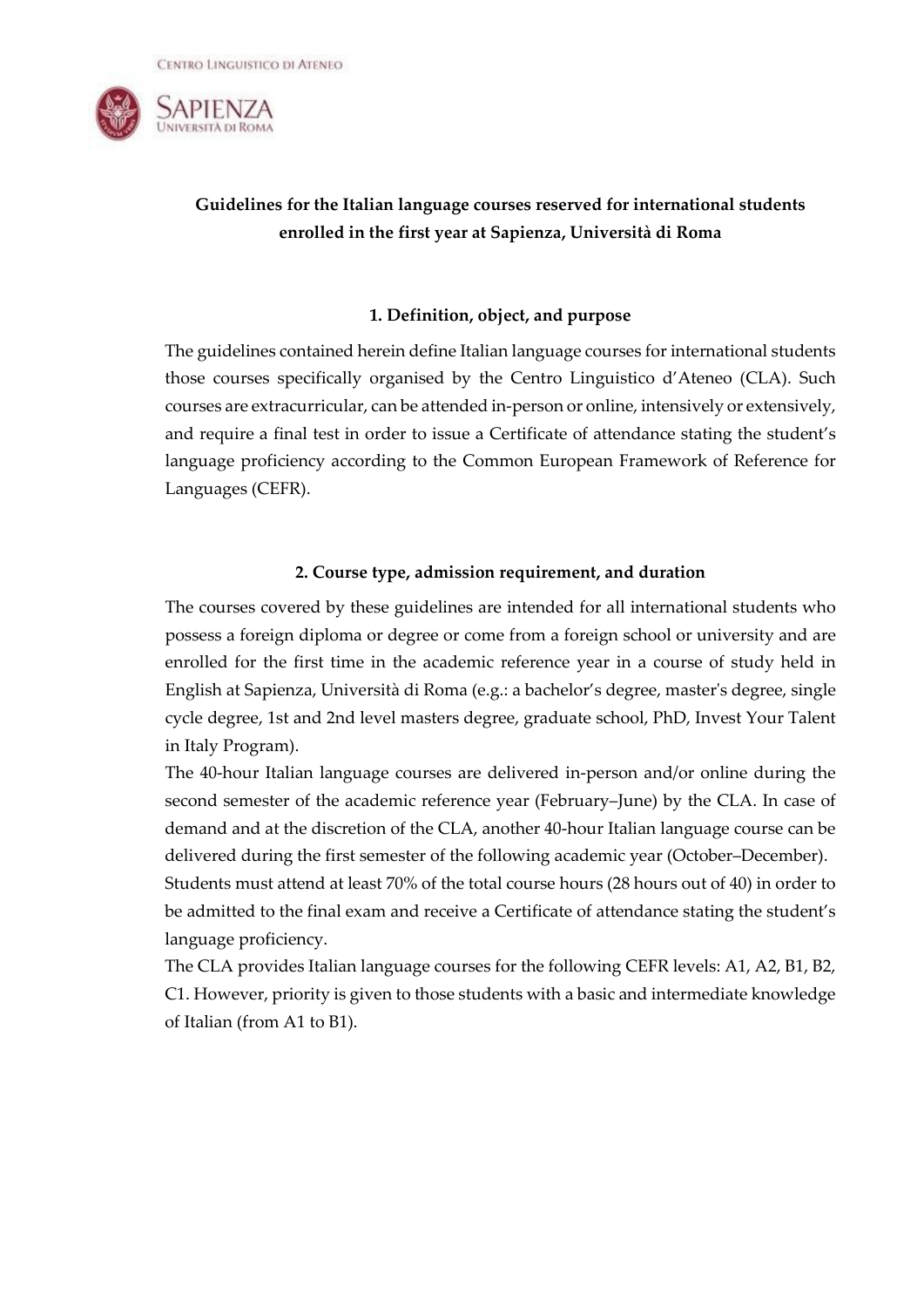**Guidelines for the Italian language courses reserved for international students enrolled in the first year at Sapienza, Università di Roma**

## 1. Definition, object, and purpose

The guidelines contained herein define Italian language courses for international students those courses specifically organised by the Centro Linguistico d'Ateneo (CLA). Such courses are extracurricular, can be attended in-person or online, intensively or extensively, and require a final test in order to issue a Certificate of attendance stating the student's language proficiency according to the Common European Framework of Reference for Languages (CEFR).

## 2. Course type, admission requirement, and duration

The courses covered by these guidelines are intended for all international students who possess a foreign diploma or degree or come from a foreign school or university and are enrolled for the first time in the academic reference year in a course of study held in English at Sapienza, Università di Roma (e.g.: a bachelor's degree, master's degree, single cycle degree, 1st and 2nd level masters degree, graduate school, PhD, Invest Your Talent in Italy Program).

The 40-hour Italian language courses are delivered in-person and/or online during the second semester of the academic reference year (February–June) by the CLA. In case of demand and at the discretion of the CLA, another 40-hour Italian language course can be delivered during the first semester of the following academic year (October–December).

Students must attend at least 70% of the total course hours (28 hours out of 40) in order to be admitted to the final exam and receive a Certificate of attendance stating the student's language proficiency.

The CLA provides Italian language courses for the following CEFR levels: A1, A2, B1, B2, C1. However, priority is given to those students with a basic and intermediate knowledge of Italian (from A1 to B1).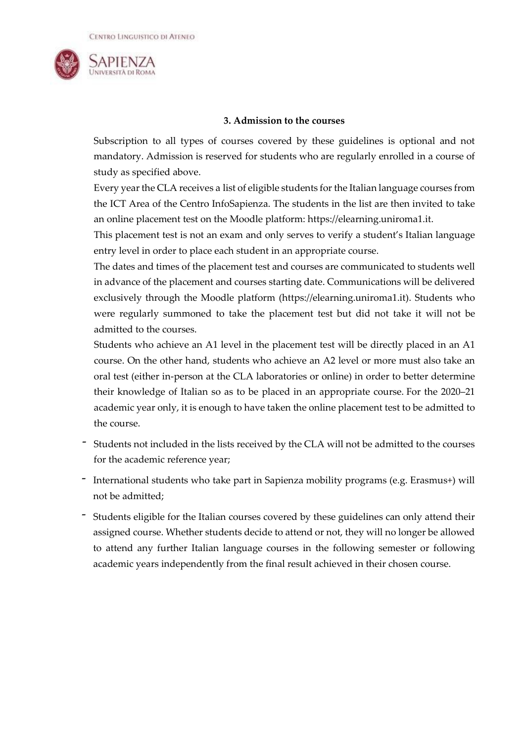### 3. Admission to the courses

Subscription to all types of courses covered by these guidelines is optional and not mandatory. Admission is reserved for students who are regularly enrolled in a course of study as specified above.

Every year the CLA receives a list of eligible students for the Italian language courses from the ICT Area of the Centro InfoSapienza. The students in the list are then invited to take an online placement test on the Moodle platform: https://elearning.uniroma1.it.

This placement test is not an exam and only serves to verify a student's Italian language entry level in order to place each student in an appropriate course.

The dates and times of the placement test and courses are communicated to students well in advance of the placement and courses starting date. Communications will be delivered exclusively through the Moodle platform (https://elearning.uniroma1.it). Students who were regularly summoned to take the placement test but did not take it will not be admitted to the courses.

Students who achieve an A1 level in the placement test will be directly placed in an A1 course. On the other hand, students who achieve an A2 level or more must also take an oral test (either in-person at the CLA laboratories or online) in order to better determine their knowledge of Italian so as to be placed in an appropriate course. For the 2020–21 academic year only, it is enough to have taken the online placement test to be admitted to the course.

- Students not included in the lists received by the CLA will not be admitted to the courses for the academic reference year;
- International students who take part in Sapienza mobility programs (e.g. Erasmus+) will not be admitted;
- Students eligible for the Italian courses covered by these guidelines can only attend their assigned course. Whether students decide to attend or not, they will no longer be allowed to attend any further Italian language courses in the following semester or following academic years independently from the final result achieved in their chosen course.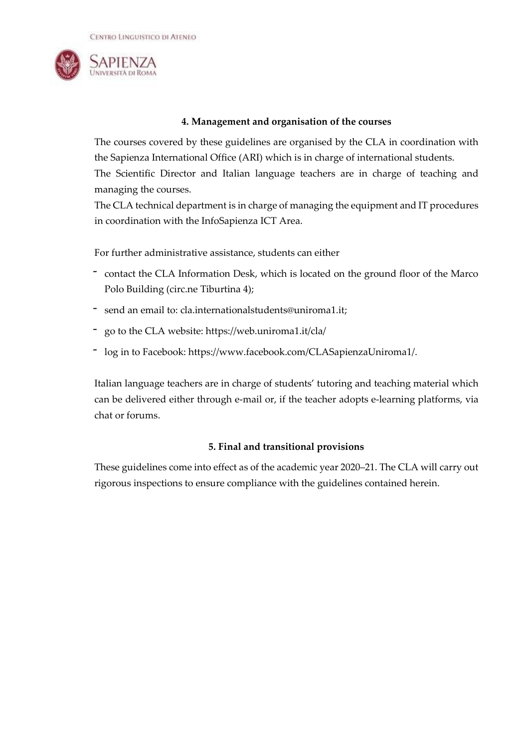## 4. Management and organisation of the courses

The courses covered by these guidelines are organised by the CLA in coordination with the Sapienza International Office (ARI) which is in charge of international students.
The Scientific Director and Italian language teachers are in charge of teaching and managing the courses.
The CLA technical department is in charge of managing the equipment and IT procedures in coordination with the InfoSapienza ICT Area.

For further administrative assistance, students can either

- contact the CLA Information Desk, which is located on the ground floor of the Marco Polo Building (circ.ne Tiburtina 4);
- send an email to: cla.internationalstudents@uniroma1.it;
- go to the CLA website: https://web.uniroma1.it/cla/
- log in to Facebook: https://www.facebook.com/CLASapienzaUniroma1/.

Italian language teachers are in charge of students' tutoring and teaching material which can be delivered either through e-mail or, if the teacher adopts e-learning platforms, via chat or forums.

## 5. Final and transitional provisions

These guidelines come into effect as of the academic year 2020–21. The CLA will carry out rigorous inspections to ensure compliance with the guidelines contained herein.